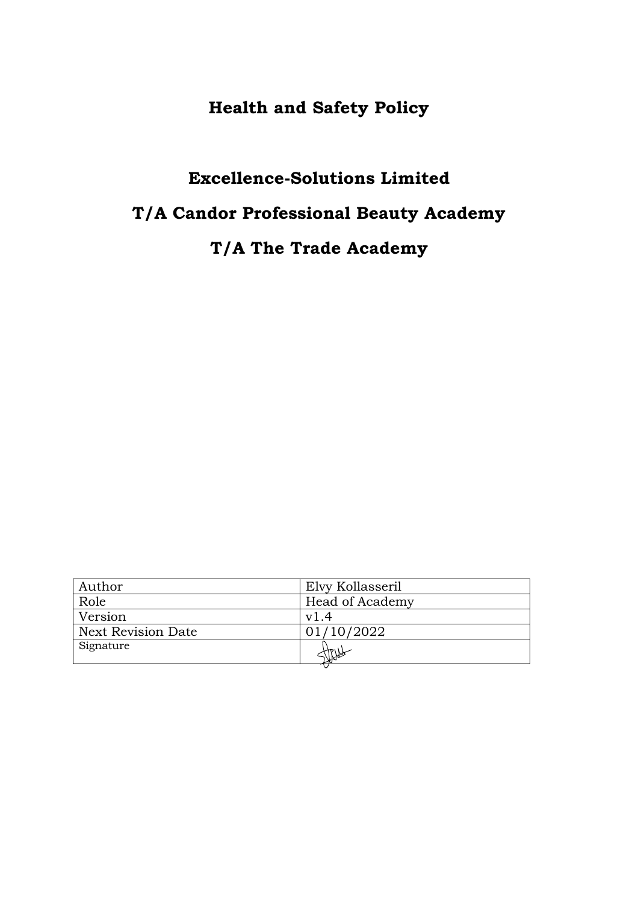# Health and Safety Policy

## Excellence-Solutions Limited

## T/A Candor Professional Beauty Academy

## T/A The Trade Academy

| Author | Elvy Kollasseril |
| --- | --- |
| Role | Head of Academy |
| Version | v1.4 |
| Next Revision Date | 01/10/2022 |
| Signature | |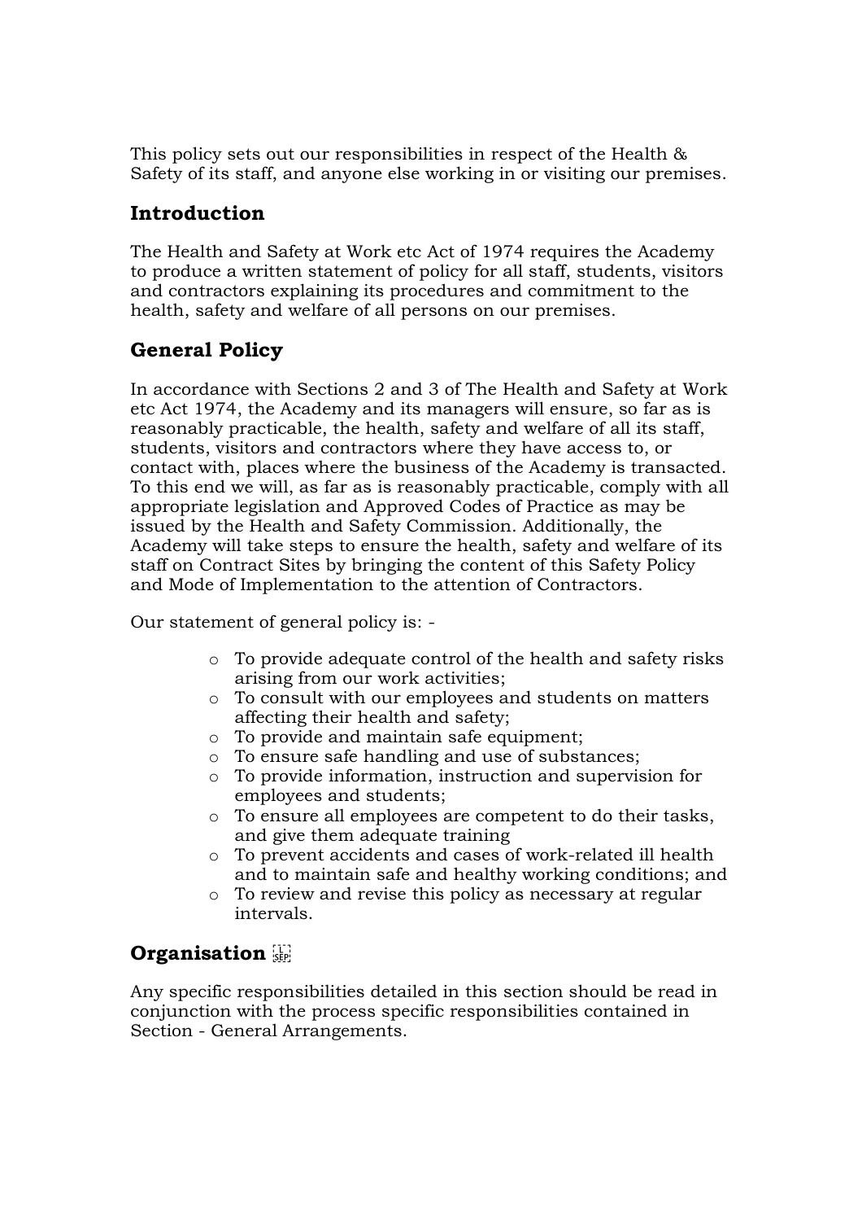This policy sets out our responsibilities in respect of the Health & Safety of its staff, and anyone else working in or visiting our premises.

## Introduction

The Health and Safety at Work etc Act of 1974 requires the Academy to produce a written statement of policy for all staff, students, visitors and contractors explaining its procedures and commitment to the health, safety and welfare of all persons on our premises.

## General Policy

In accordance with Sections 2 and 3 of The Health and Safety at Work etc Act 1974, the Academy and its managers will ensure, so far as is reasonably practicable, the health, safety and welfare of all its staff, students, visitors and contractors where they have access to, or contact with, places where the business of the Academy is transacted. To this end we will, as far as is reasonably practicable, comply with all appropriate legislation and Approved Codes of Practice as may be issued by the Health and Safety Commission. Additionally, the Academy will take steps to ensure the health, safety and welfare of its staff on Contract Sites by bringing the content of this Safety Policy and Mode of Implementation to the attention of Contractors.

Our statement of general policy is: -

- To provide adequate control of the health and safety risks arising from our work activities;
- To consult with our employees and students on matters affecting their health and safety;
- To provide and maintain safe equipment;
- To ensure safe handling and use of substances;
- To provide information, instruction and supervision for employees and students;
- To ensure all employees are competent to do their tasks, and give them adequate training
- To prevent accidents and cases of work-related ill health and to maintain safe and healthy working conditions; and
- To review and revise this policy as necessary at regular intervals.

## Organisation

Any specific responsibilities detailed in this section should be read in conjunction with the process specific responsibilities contained in Section - General Arrangements.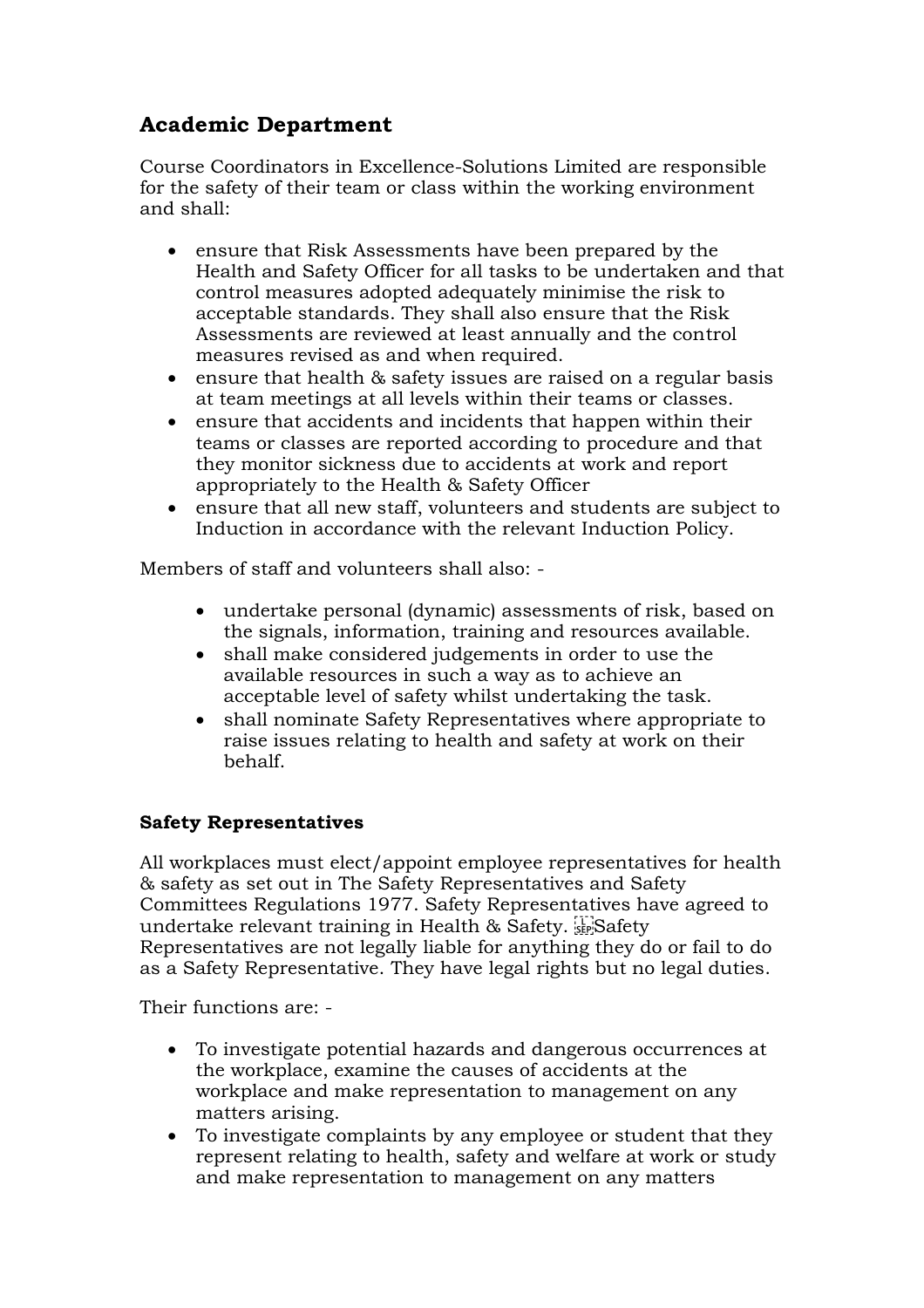## Academic Department

Course Coordinators in Excellence-Solutions Limited are responsible for the safety of their team or class within the working environment and shall:

- ensure that Risk Assessments have been prepared by the Health and Safety Officer for all tasks to be undertaken and that control measures adopted adequately minimise the risk to acceptable standards. They shall also ensure that the Risk Assessments are reviewed at least annually and the control measures revised as and when required.
- ensure that health & safety issues are raised on a regular basis at team meetings at all levels within their teams or classes.
- ensure that accidents and incidents that happen within their teams or classes are reported according to procedure and that they monitor sickness due to accidents at work and report appropriately to the Health & Safety Officer
- ensure that all new staff, volunteers and students are subject to Induction in accordance with the relevant Induction Policy.

Members of staff and volunteers shall also: -

- undertake personal (dynamic) assessments of risk, based on the signals, information, training and resources available.
- shall make considered judgements in order to use the available resources in such a way as to achieve an acceptable level of safety whilst undertaking the task.
- shall nominate Safety Representatives where appropriate to raise issues relating to health and safety at work on their behalf.

### Safety Representatives

All workplaces must elect/appoint employee representatives for health & safety as set out in The Safety Representatives and Safety Committees Regulations 1977. Safety Representatives have agreed to undertake relevant training in Health & Safety. Safety Representatives are not legally liable for anything they do or fail to do as a Safety Representative. They have legal rights but no legal duties.

Their functions are: -

- To investigate potential hazards and dangerous occurrences at the workplace, examine the causes of accidents at the workplace and make representation to management on any matters arising.
- To investigate complaints by any employee or student that they represent relating to health, safety and welfare at work or study and make representation to management on any matters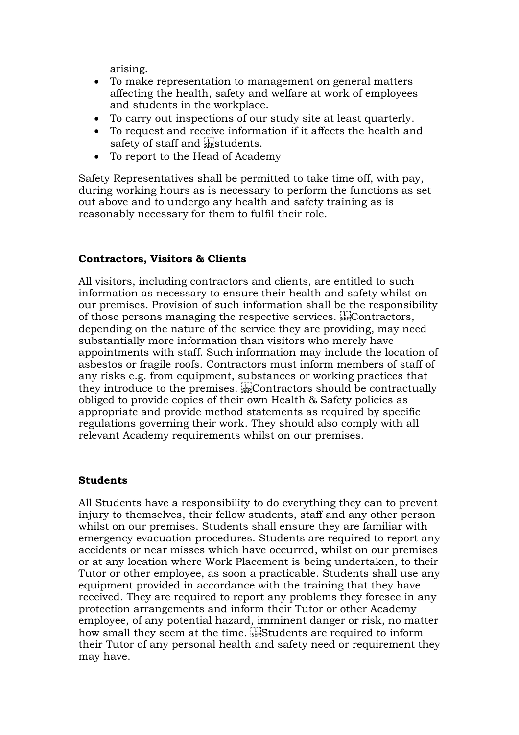arising.

- To make representation to management on general matters affecting the health, safety and welfare at work of employees and students in the workplace.
- To carry out inspections of our study site at least quarterly.
- To request and receive information if it affects the health and safety of staff and students.
- To report to the Head of Academy

Safety Representatives shall be permitted to take time off, with pay, during working hours as is necessary to perform the functions as set out above and to undergo any health and safety training as is reasonably necessary for them to fulfil their role.

**Contractors, Visitors & Clients**

All visitors, including contractors and clients, are entitled to such information as necessary to ensure their health and safety whilst on our premises. Provision of such information shall be the responsibility of those persons managing the respective services. Contractors, depending on the nature of the service they are providing, may need substantially more information than visitors who merely have appointments with staff. Such information may include the location of asbestos or fragile roofs. Contractors must inform members of staff of any risks e.g. from equipment, substances or working practices that they introduce to the premises. Contractors should be contractually obliged to provide copies of their own Health & Safety policies as appropriate and provide method statements as required by specific regulations governing their work. They should also comply with all relevant Academy requirements whilst on our premises.

**Students**

All Students have a responsibility to do everything they can to prevent injury to themselves, their fellow students, staff and any other person whilst on our premises. Students shall ensure they are familiar with emergency evacuation procedures. Students are required to report any accidents or near misses which have occurred, whilst on our premises or at any location where Work Placement is being undertaken, to their Tutor or other employee, as soon a practicable. Students shall use any equipment provided in accordance with the training that they have received. They are required to report any problems they foresee in any protection arrangements and inform their Tutor or other Academy employee, of any potential hazard, imminent danger or risk, no matter how small they seem at the time. Students are required to inform their Tutor of any personal health and safety need or requirement they may have.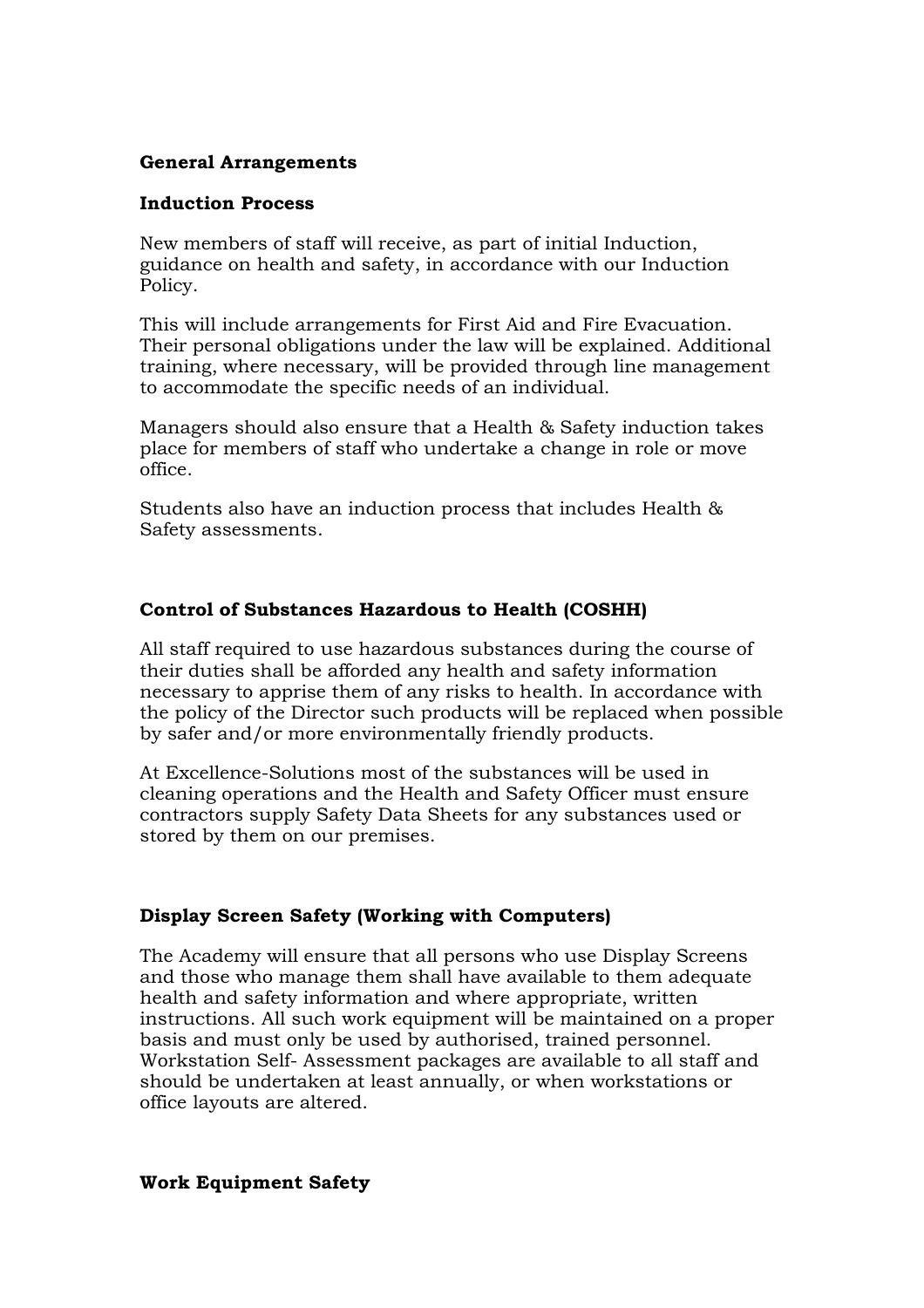**General Arrangements**

**Induction Process**

New members of staff will receive, as part of initial Induction, guidance on health and safety, in accordance with our Induction Policy.

This will include arrangements for First Aid and Fire Evacuation. Their personal obligations under the law will be explained. Additional training, where necessary, will be provided through line management to accommodate the specific needs of an individual.

Managers should also ensure that a Health & Safety induction takes place for members of staff who undertake a change in role or move office.

Students also have an induction process that includes Health & Safety assessments.

**Control of Substances Hazardous to Health (COSHH)**

All staff required to use hazardous substances during the course of their duties shall be afforded any health and safety information necessary to apprise them of any risks to health. In accordance with the policy of the Director such products will be replaced when possible by safer and/or more environmentally friendly products.

At Excellence-Solutions most of the substances will be used in cleaning operations and the Health and Safety Officer must ensure contractors supply Safety Data Sheets for any substances used or stored by them on our premises.

**Display Screen Safety (Working with Computers)**

The Academy will ensure that all persons who use Display Screens and those who manage them shall have available to them adequate health and safety information and where appropriate, written instructions. All such work equipment will be maintained on a proper basis and must only be used by authorised, trained personnel. Workstation Self- Assessment packages are available to all staff and should be undertaken at least annually, or when workstations or office layouts are altered.

**Work Equipment Safety**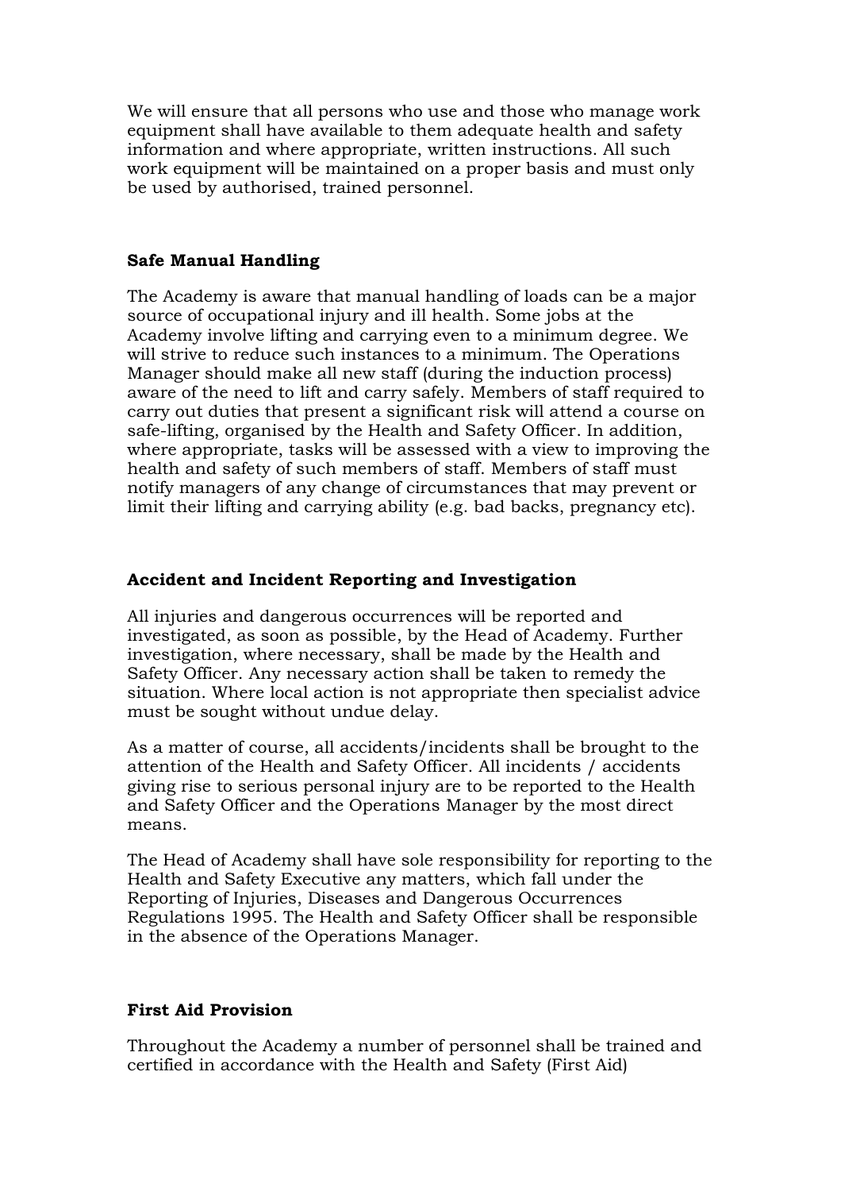We will ensure that all persons who use and those who manage work equipment shall have available to them adequate health and safety information and where appropriate, written instructions. All such work equipment will be maintained on a proper basis and must only be used by authorised, trained personnel.

### Safe Manual Handling

The Academy is aware that manual handling of loads can be a major source of occupational injury and ill health. Some jobs at the Academy involve lifting and carrying even to a minimum degree. We will strive to reduce such instances to a minimum. The Operations Manager should make all new staff (during the induction process) aware of the need to lift and carry safely. Members of staff required to carry out duties that present a significant risk will attend a course on safe-lifting, organised by the Health and Safety Officer. In addition, where appropriate, tasks will be assessed with a view to improving the health and safety of such members of staff. Members of staff must notify managers of any change of circumstances that may prevent or limit their lifting and carrying ability (e.g. bad backs, pregnancy etc).

### Accident and Incident Reporting and Investigation

All injuries and dangerous occurrences will be reported and investigated, as soon as possible, by the Head of Academy. Further investigation, where necessary, shall be made by the Health and Safety Officer. Any necessary action shall be taken to remedy the situation. Where local action is not appropriate then specialist advice must be sought without undue delay.

As a matter of course, all accidents/incidents shall be brought to the attention of the Health and Safety Officer. All incidents / accidents giving rise to serious personal injury are to be reported to the Health and Safety Officer and the Operations Manager by the most direct means.

The Head of Academy shall have sole responsibility for reporting to the Health and Safety Executive any matters, which fall under the Reporting of Injuries, Diseases and Dangerous Occurrences Regulations 1995. The Health and Safety Officer shall be responsible in the absence of the Operations Manager.

### First Aid Provision

Throughout the Academy a number of personnel shall be trained and certified in accordance with the Health and Safety (First Aid)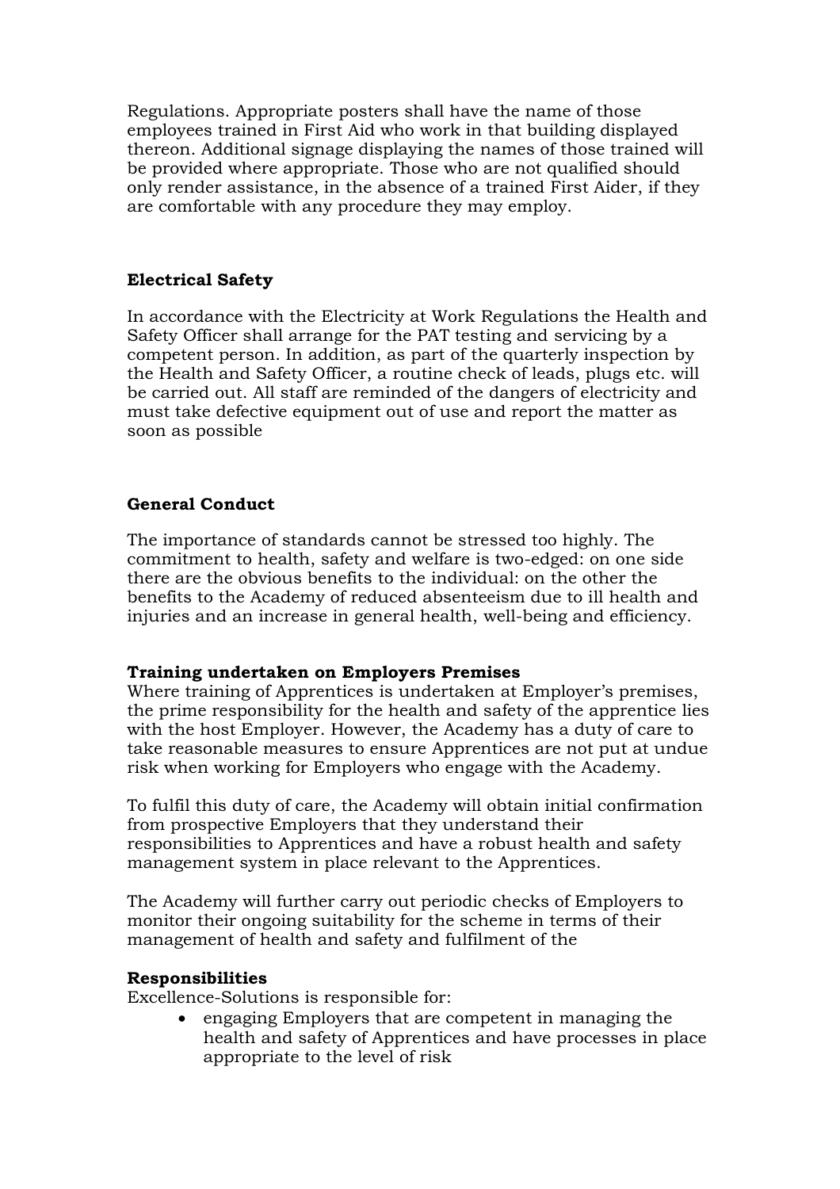Regulations. Appropriate posters shall have the name of those employees trained in First Aid who work in that building displayed thereon. Additional signage displaying the names of those trained will be provided where appropriate. Those who are not qualified should only render assistance, in the absence of a trained First Aider, if they are comfortable with any procedure they may employ.

**Electrical Safety**

In accordance with the Electricity at Work Regulations the Health and Safety Officer shall arrange for the PAT testing and servicing by a competent person. In addition, as part of the quarterly inspection by the Health and Safety Officer, a routine check of leads, plugs etc. will be carried out. All staff are reminded of the dangers of electricity and must take defective equipment out of use and report the matter as soon as possible

**General Conduct**

The importance of standards cannot be stressed too highly. The commitment to health, safety and welfare is two-edged: on one side there are the obvious benefits to the individual: on the other the benefits to the Academy of reduced absenteeism due to ill health and injuries and an increase in general health, well-being and efficiency.

**Training undertaken on Employers Premises**

Where training of Apprentices is undertaken at Employer's premises, the prime responsibility for the health and safety of the apprentice lies with the host Employer. However, the Academy has a duty of care to take reasonable measures to ensure Apprentices are not put at undue risk when working for Employers who engage with the Academy.

To fulfil this duty of care, the Academy will obtain initial confirmation from prospective Employers that they understand their responsibilities to Apprentices and have a robust health and safety management system in place relevant to the Apprentices.

The Academy will further carry out periodic checks of Employers to monitor their ongoing suitability for the scheme in terms of their management of health and safety and fulfilment of the

**Responsibilities**

Excellence-Solutions is responsible for:

- engaging Employers that are competent in managing the health and safety of Apprentices and have processes in place appropriate to the level of risk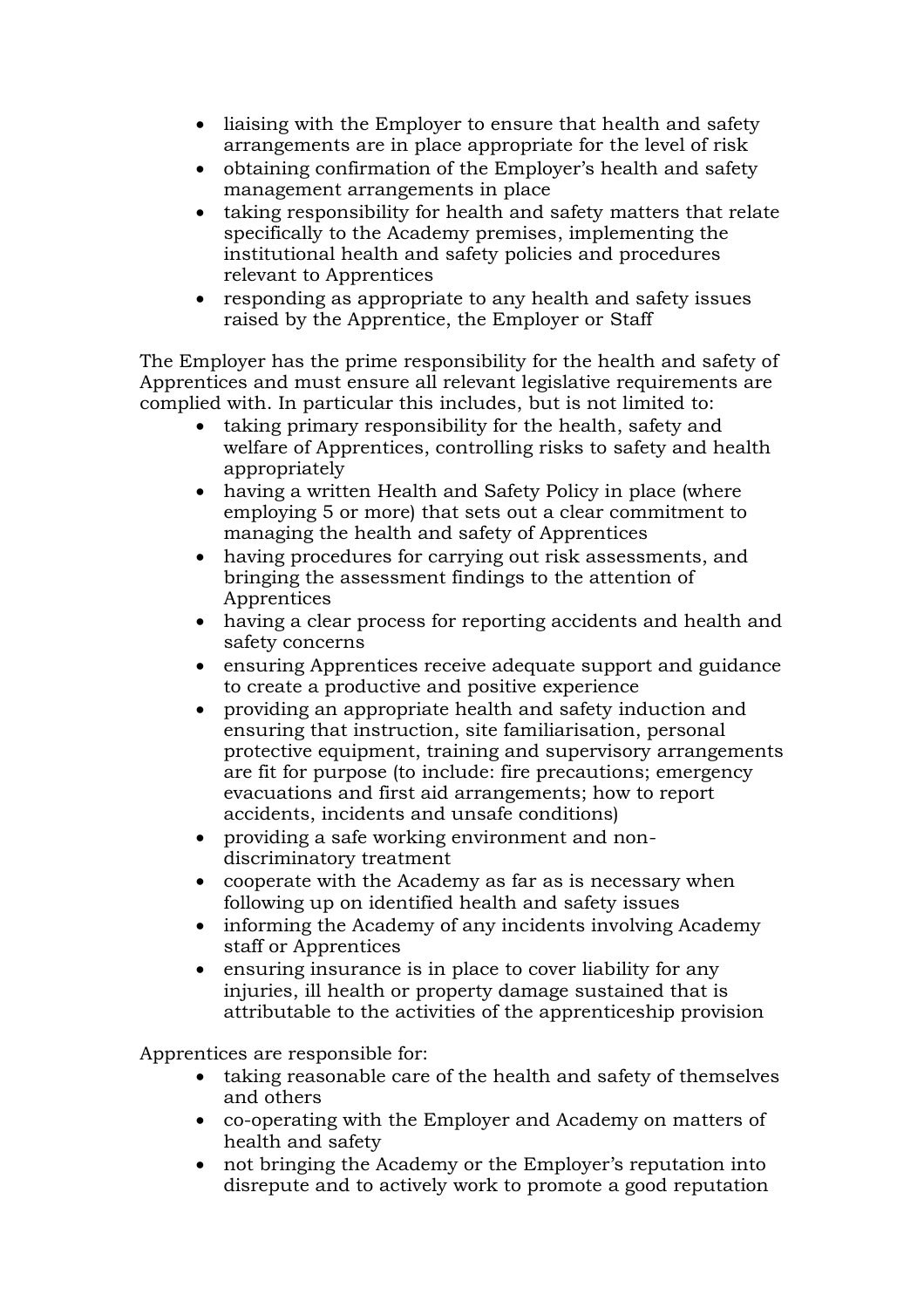- liaising with the Employer to ensure that health and safety arrangements are in place appropriate for the level of risk
- obtaining confirmation of the Employer's health and safety management arrangements in place
- taking responsibility for health and safety matters that relate specifically to the Academy premises, implementing the institutional health and safety policies and procedures relevant to Apprentices
- responding as appropriate to any health and safety issues raised by the Apprentice, the Employer or Staff

The Employer has the prime responsibility for the health and safety of Apprentices and must ensure all relevant legislative requirements are complied with. In particular this includes, but is not limited to:

- taking primary responsibility for the health, safety and welfare of Apprentices, controlling risks to safety and health appropriately
- having a written Health and Safety Policy in place (where employing 5 or more) that sets out a clear commitment to managing the health and safety of Apprentices
- having procedures for carrying out risk assessments, and bringing the assessment findings to the attention of Apprentices
- having a clear process for reporting accidents and health and safety concerns
- ensuring Apprentices receive adequate support and guidance to create a productive and positive experience
- providing an appropriate health and safety induction and ensuring that instruction, site familiarisation, personal protective equipment, training and supervisory arrangements are fit for purpose (to include: fire precautions; emergency evacuations and first aid arrangements; how to report accidents, incidents and unsafe conditions)
- providing a safe working environment and non-discriminatory treatment
- cooperate with the Academy as far as is necessary when following up on identified health and safety issues
- informing the Academy of any incidents involving Academy staff or Apprentices
- ensuring insurance is in place to cover liability for any injuries, ill health or property damage sustained that is attributable to the activities of the apprenticeship provision

Apprentices are responsible for:

- taking reasonable care of the health and safety of themselves and others
- co-operating with the Employer and Academy on matters of health and safety
- not bringing the Academy or the Employer's reputation into disrepute and to actively work to promote a good reputation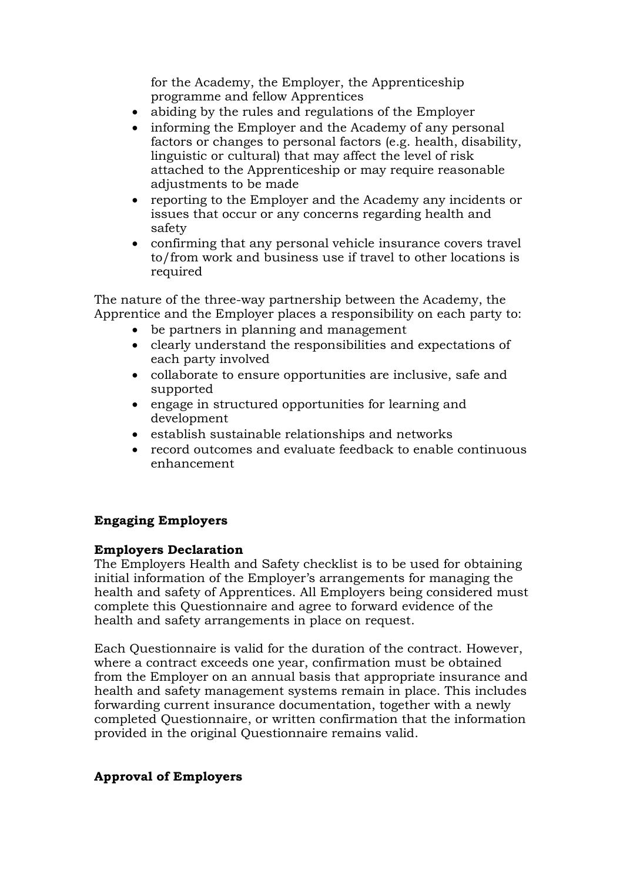for the Academy, the Employer, the Apprenticeship programme and fellow Apprentices

- abiding by the rules and regulations of the Employer
- informing the Employer and the Academy of any personal factors or changes to personal factors (e.g. health, disability, linguistic or cultural) that may affect the level of risk attached to the Apprenticeship or may require reasonable adjustments to be made
- reporting to the Employer and the Academy any incidents or issues that occur or any concerns regarding health and safety
- confirming that any personal vehicle insurance covers travel to/from work and business use if travel to other locations is required

The nature of the three-way partnership between the Academy, the Apprentice and the Employer places a responsibility on each party to:

- be partners in planning and management
- clearly understand the responsibilities and expectations of each party involved
- collaborate to ensure opportunities are inclusive, safe and supported
- engage in structured opportunities for learning and development
- establish sustainable relationships and networks
- record outcomes and evaluate feedback to enable continuous enhancement

**Engaging Employers**

**Employers Declaration**

The Employers Health and Safety checklist is to be used for obtaining initial information of the Employer's arrangements for managing the health and safety of Apprentices. All Employers being considered must complete this Questionnaire and agree to forward evidence of the health and safety arrangements in place on request.

Each Questionnaire is valid for the duration of the contract. However, where a contract exceeds one year, confirmation must be obtained from the Employer on an annual basis that appropriate insurance and health and safety management systems remain in place. This includes forwarding current insurance documentation, together with a newly completed Questionnaire, or written confirmation that the information provided in the original Questionnaire remains valid.

**Approval of Employers**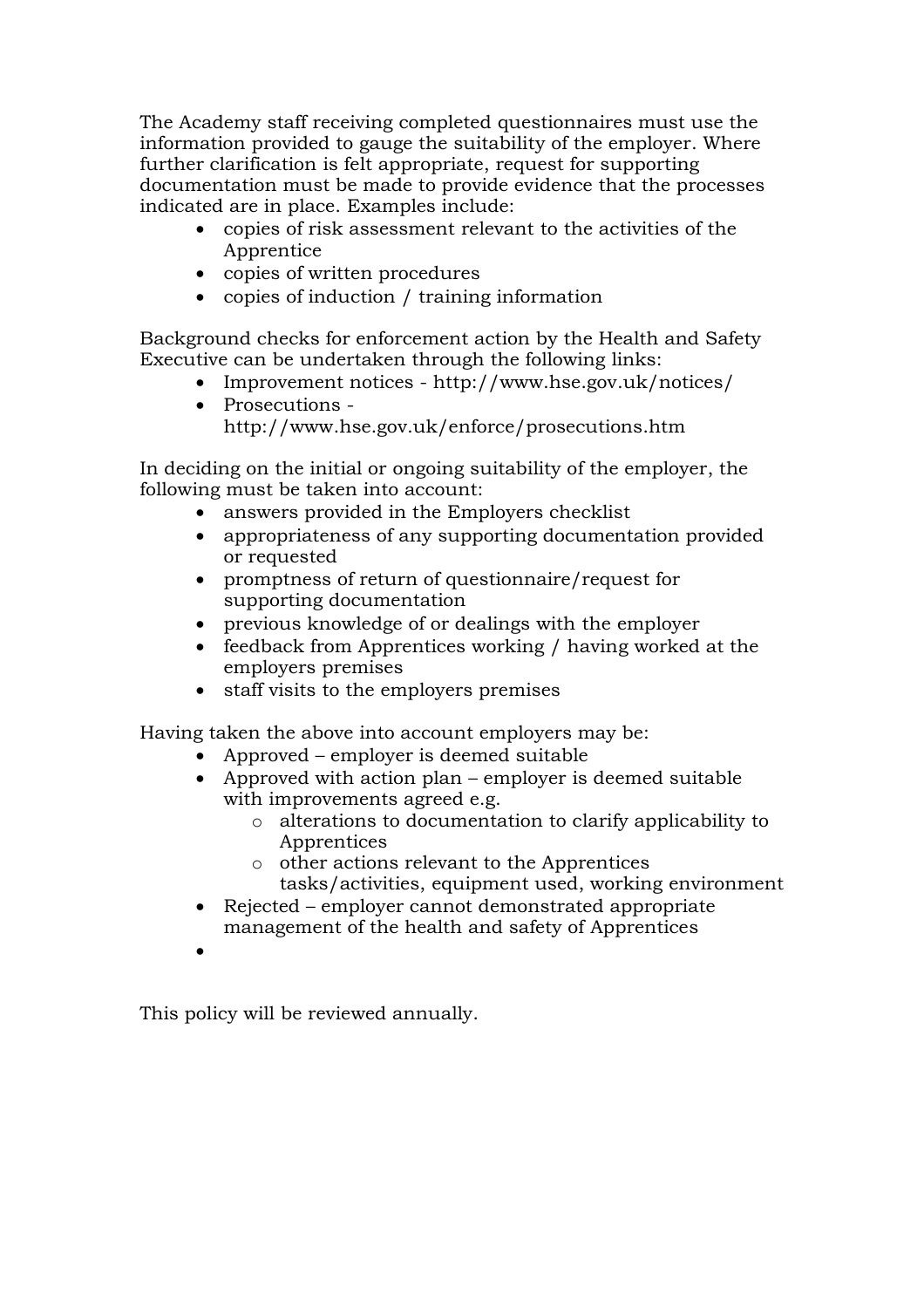The Academy staff receiving completed questionnaires must use the information provided to gauge the suitability of the employer. Where further clarification is felt appropriate, request for supporting documentation must be made to provide evidence that the processes indicated are in place. Examples include:

- copies of risk assessment relevant to the activities of the Apprentice
- copies of written procedures
- copies of induction / training information

Background checks for enforcement action by the Health and Safety Executive can be undertaken through the following links:

- Improvement notices - http://www.hse.gov.uk/notices/
- Prosecutions - http://www.hse.gov.uk/enforce/prosecutions.htm

In deciding on the initial or ongoing suitability of the employer, the following must be taken into account:

- answers provided in the Employers checklist
- appropriateness of any supporting documentation provided or requested
- promptness of return of questionnaire/request for supporting documentation
- previous knowledge of or dealings with the employer
- feedback from Apprentices working / having worked at the employers premises
- staff visits to the employers premises

Having taken the above into account employers may be:

- Approved – employer is deemed suitable
- Approved with action plan – employer is deemed suitable with improvements agreed e.g.
  - alterations to documentation to clarify applicability to Apprentices
  - other actions relevant to the Apprentices tasks/activities, equipment used, working environment
- Rejected – employer cannot demonstrated appropriate management of the health and safety of Apprentices

This policy will be reviewed annually.